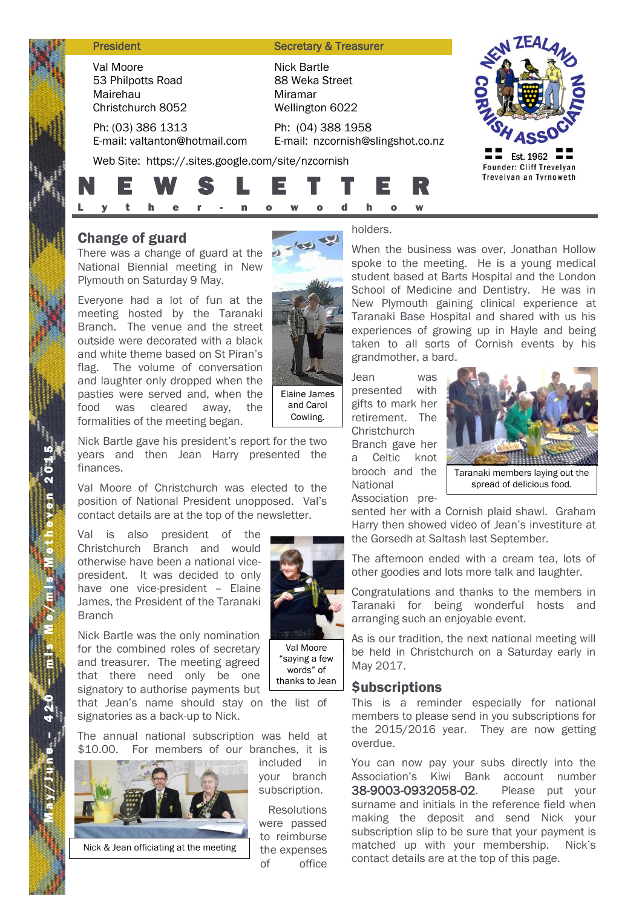| President | Secretary & Treasurer |
|---|---|
| Val Moore | Nick Bartle |
| 53 Philpotts Road | 88 Weka Street |
| Mairehau | Miramar |
| Christchurch 8052 | Wellington 6022 |
| Ph: (03) 386 1313 | Ph: (04) 388 1958 |
| E-mail: valtanton@hotmail.com | E-mail: nzcornish@slingshot.co.nz |

Web Site: https://.sites.google.com/site/nzcornish

New Zealand Cornish Association
Est. 1962
Founder: Cliff Trevelyan
Trevelyan an Tyrnoweth

# NEWSLETTER

Lyther-nowodhow

May/June – 420 – mis Me/mis Metheven 2015

## Change of guard

There was a change of guard at the National Biennial meeting in New Plymouth on Saturday 9 May.

Everyone had a lot of fun at the meeting hosted by the Taranaki Branch. The venue and the street outside were decorated with a black and white theme based on St Piran's flag. The volume of conversation and laughter only dropped when the pasties were served and, when the food was cleared away, the formalities of the meeting began.

Elaine James and Carol Cowling.

Nick Bartle gave his president's report for the two years and then Jean Harry presented the finances.

Val Moore of Christchurch was elected to the position of National President unopposed. Val's contact details are at the top of the newsletter.

Val is also president of the Christchurch Branch and would otherwise have been a national vice-president. It was decided to only have one vice-president – Elaine James, the President of the Taranaki Branch

Val Moore "saying a few words" of thanks to Jean

Nick Bartle was the only nomination for the combined roles of secretary and treasurer. The meeting agreed that there need only be one signatory to authorise payments but that Jean's name should stay on the list of signatories as a back-up to Nick.

The annual national subscription was held at \$10.00. For members of our branches, it is included in your branch subscription.

Nick & Jean officiating at the meeting

Resolutions were passed to reimburse the expenses of office holders.

When the business was over, Jonathan Hollow spoke to the meeting. He is a young medical student based at Barts Hospital and the London School of Medicine and Dentistry. He was in New Plymouth gaining clinical experience at Taranaki Base Hospital and shared with us his experiences of growing up in Hayle and being taken to all sorts of Cornish events by his grandmother, a bard.

Jean was presented with gifts to mark her retirement. The Christchurch Branch gave her a Celtic knot brooch and the National Association presented her with a Cornish plaid shawl. Graham Harry then showed video of Jean's investiture at the Gorsedh at Saltash last September.

Taranaki members laying out the spread of delicious food.

The afternoon ended with a cream tea, lots of other goodies and lots more talk and laughter.

Congratulations and thanks to the members in Taranaki for being wonderful hosts and arranging such an enjoyable event.

As is our tradition, the next national meeting will be held in Christchurch on a Saturday early in May 2017.

## $ubscriptions

This is a reminder especially for national members to please send in you subscriptions for the 2015/2016 year. They are now getting overdue.

You can now pay your subs directly into the Association's Kiwi Bank account number **38-9003-0932058-02**. Please put your surname and initials in the reference field when making the deposit and send Nick your subscription slip to be sure that your payment is matched up with your membership. Nick's contact details are at the top of this page.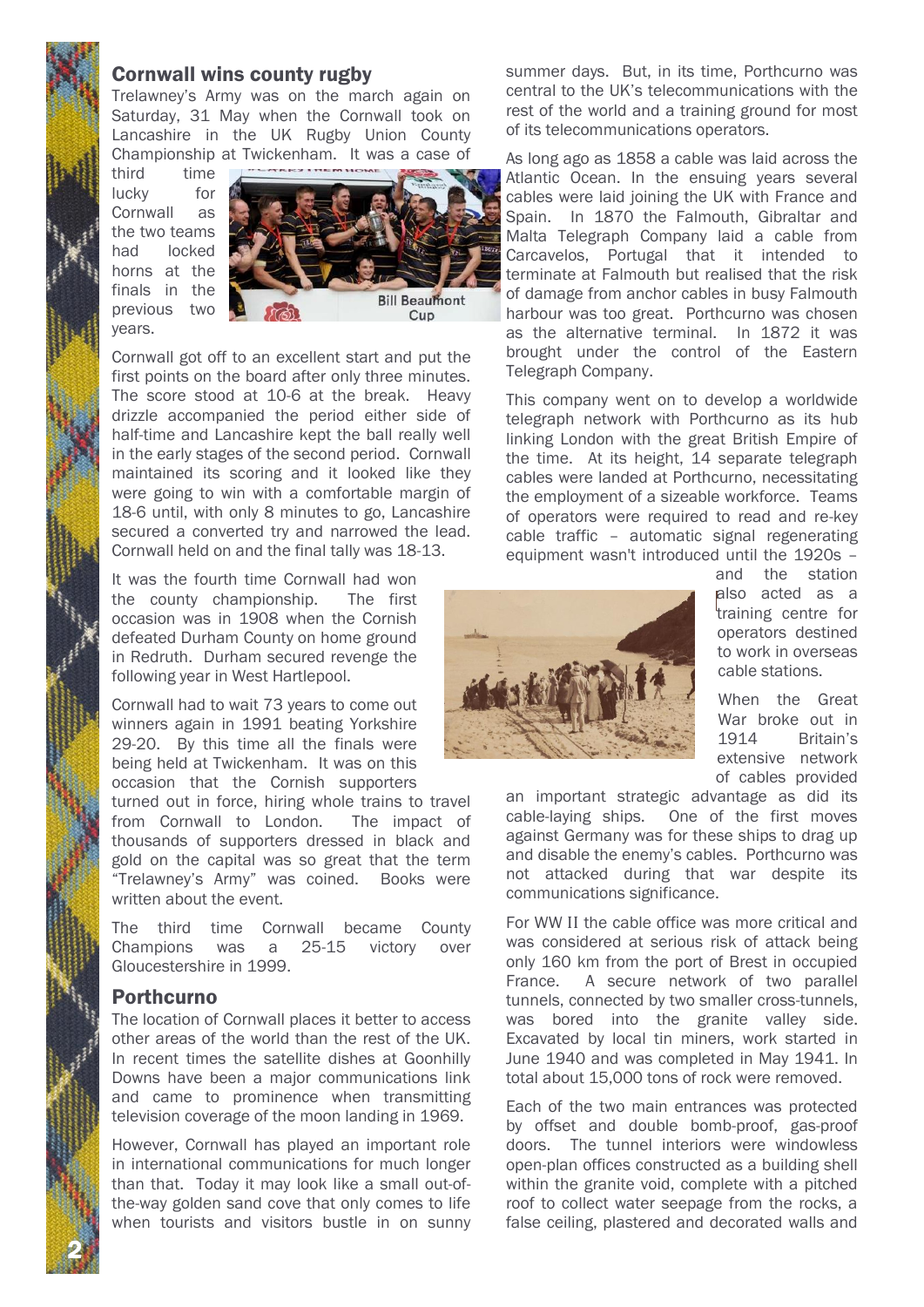## Cornwall wins county rugby

Trelawney's Army was on the march again on Saturday, 31 May when the Cornwall took on Lancashire in the UK Rugby Union County Championship at Twickenham. It was a case of third time lucky for Cornwall as the two teams had locked horns at the finals in the previous two years.

Cornwall got off to an excellent start and put the first points on the board after only three minutes. The score stood at 10-6 at the break. Heavy drizzle accompanied the period either side of half-time and Lancashire kept the ball really well in the early stages of the second period. Cornwall maintained its scoring and it looked like they were going to win with a comfortable margin of 18-6 until, with only 8 minutes to go, Lancashire secured a converted try and narrowed the lead. Cornwall held on and the final tally was 18-13.

It was the fourth time Cornwall had won the county championship. The first occasion was in 1908 when the Cornish defeated Durham County on home ground in Redruth. Durham secured revenge the following year in West Hartlepool.

Cornwall had to wait 73 years to come out winners again in 1991 beating Yorkshire 29-20. By this time all the finals were being held at Twickenham. It was on this occasion that the Cornish supporters turned out in force, hiring whole trains to travel from Cornwall to London. The impact of thousands of supporters dressed in black and gold on the capital was so great that the term "Trelawney's Army" was coined. Books were written about the event.

The third time Cornwall became County Champions was a 25-15 victory over Gloucestershire in 1999.

## Porthcurno

The location of Cornwall places it better to access other areas of the world than the rest of the UK. In recent times the satellite dishes at Goonhilly Downs have been a major communications link and came to prominence when transmitting television coverage of the moon landing in 1969.

However, Cornwall has played an important role in international communications for much longer than that. Today it may look like a small out-of-the-way golden sand cove that only comes to life when tourists and visitors bustle in on sunny summer days. But, in its time, Porthcurno was central to the UK's telecommunications with the rest of the world and a training ground for most of its telecommunications operators.

As long ago as 1858 a cable was laid across the Atlantic Ocean. In the ensuing years several cables were laid joining the UK with France and Spain. In 1870 the Falmouth, Gibraltar and Malta Telegraph Company laid a cable from Carcavelos, Portugal that it intended to terminate at Falmouth but realised that the risk of damage from anchor cables in busy Falmouth harbour was too great. Porthcurno was chosen as the alternative terminal. In 1872 it was brought under the control of the Eastern Telegraph Company.

This company went on to develop a worldwide telegraph network with Porthcurno as its hub linking London with the great British Empire of the time. At its height, 14 separate telegraph cables were landed at Porthcurno, necessitating the employment of a sizeable workforce. Teams of operators were required to read and re-key cable traffic – automatic signal regenerating equipment wasn't introduced until the 1920s – and the station also acted as a training centre for operators destined to work in overseas cable stations.

When the Great War broke out in 1914 Britain's extensive network of cables provided an important strategic advantage as did its cable-laying ships. One of the first moves against Germany was for these ships to drag up and disable the enemy's cables. Porthcurno was not attacked during that war despite its communications significance.

For WW II the cable office was more critical and was considered at serious risk of attack being only 160 km from the port of Brest in occupied France. A secure network of two parallel tunnels, connected by two smaller cross-tunnels, was bored into the granite valley side. Excavated by local tin miners, work started in June 1940 and was completed in May 1941. In total about 15,000 tons of rock were removed.

Each of the two main entrances was protected by offset and double bomb-proof, gas-proof doors. The tunnel interiors were windowless open-plan offices constructed as a building shell within the granite void, complete with a pitched roof to collect water seepage from the rocks, a false ceiling, plastered and decorated walls and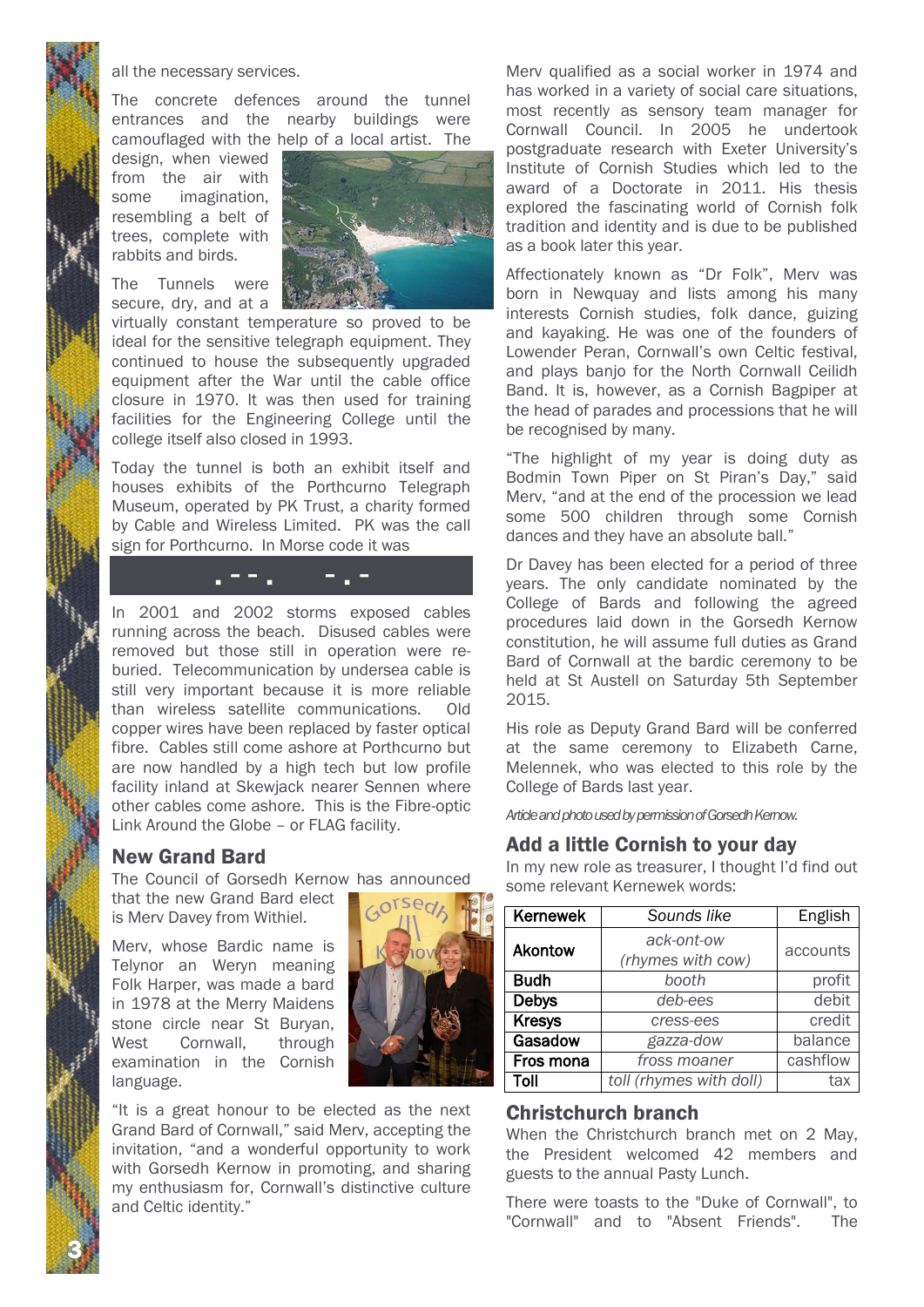all the necessary services.

The concrete defences around the tunnel entrances and the nearby buildings were camouflaged with the help of a local artist. The design, when viewed from the air with some imagination, resembling a belt of trees, complete with rabbits and birds.

The Tunnels were secure, dry, and at a virtually constant temperature so proved to be ideal for the sensitive telegraph equipment. They continued to house the subsequently upgraded equipment after the War until the cable office closure in 1970. It was then used for training facilities for the Engineering College until the college itself also closed in 1993.

Today the tunnel is both an exhibit itself and houses exhibits of the Porthcurno Telegraph Museum, operated by PK Trust, a charity formed by Cable and Wireless Limited. PK was the call sign for Porthcurno. In Morse code it was

.--.  -.-

In 2001 and 2002 storms exposed cables running across the beach. Disused cables were removed but those still in operation were re-buried. Telecommunication by undersea cable is still very important because it is more reliable than wireless satellite communications. Old copper wires have been replaced by faster optical fibre. Cables still come ashore at Porthcurno but are now handled by a high tech but low profile facility inland at Skewjack nearer Sennen where other cables come ashore. This is the Fibre-optic Link Around the Globe – or FLAG facility.

## New Grand Bard

The Council of Gorsedh Kernow has announced that the new Grand Bard elect is Merv Davey from Withiel.

Merv, whose Bardic name is Telynor an Weryn meaning Folk Harper, was made a bard in 1978 at the Merry Maidens stone circle near St Buryan, West Cornwall, through examination in the Cornish language.

"It is a great honour to be elected as the next Grand Bard of Cornwall," said Merv, accepting the invitation, "and a wonderful opportunity to work with Gorsedh Kernow in promoting, and sharing my enthusiasm for, Cornwall's distinctive culture and Celtic identity."

Merv qualified as a social worker in 1974 and has worked in a variety of social care situations, most recently as sensory team manager for Cornwall Council. In 2005 he undertook postgraduate research with Exeter University's Institute of Cornish Studies which led to the award of a Doctorate in 2011. His thesis explored the fascinating world of Cornish folk tradition and identity and is due to be published as a book later this year.

Affectionately known as "Dr Folk", Merv was born in Newquay and lists among his many interests Cornish studies, folk dance, guizing and kayaking. He was one of the founders of Lowender Peran, Cornwall's own Celtic festival, and plays banjo for the North Cornwall Ceilidh Band. It is, however, as a Cornish Bagpiper at the head of parades and processions that he will be recognised by many.

"The highlight of my year is doing duty as Bodmin Town Piper on St Piran's Day," said Merv, "and at the end of the procession we lead some 500 children through some Cornish dances and they have an absolute ball."

Dr Davey has been elected for a period of three years. The only candidate nominated by the College of Bards and following the agreed procedures laid down in the Gorsedh Kernow constitution, he will assume full duties as Grand Bard of Cornwall at the bardic ceremony to be held at St Austell on Saturday 5th September 2015.

His role as Deputy Grand Bard will be conferred at the same ceremony to Elizabeth Carne, Melennek, who was elected to this role by the College of Bards last year.

*Article and photo used by permission of Gorsedh Kernow.*

## Add a little Cornish to your day

In my new role as treasurer, I thought I'd find out some relevant Kernewek words:

| Kernewek | Sounds like | English |
|---|---|---|
| **Akontow** | *ack-ont-ow (rhymes with cow)* | accounts |
| **Budh** | *booth* | profit |
| **Debys** | *deb-ees* | debit |
| **Kresys** | *cress-ees* | credit |
| **Gasadow** | *gazza-dow* | balance |
| **Fros mona** | *fross moaner* | cashflow |
| **Toll** | *toll (rhymes with doll)* | tax |

## Christchurch branch

When the Christchurch branch met on 2 May, the President welcomed 42 members and guests to the annual Pasty Lunch.

There were toasts to the "Duke of Cornwall", to "Cornwall" and to "Absent Friends". The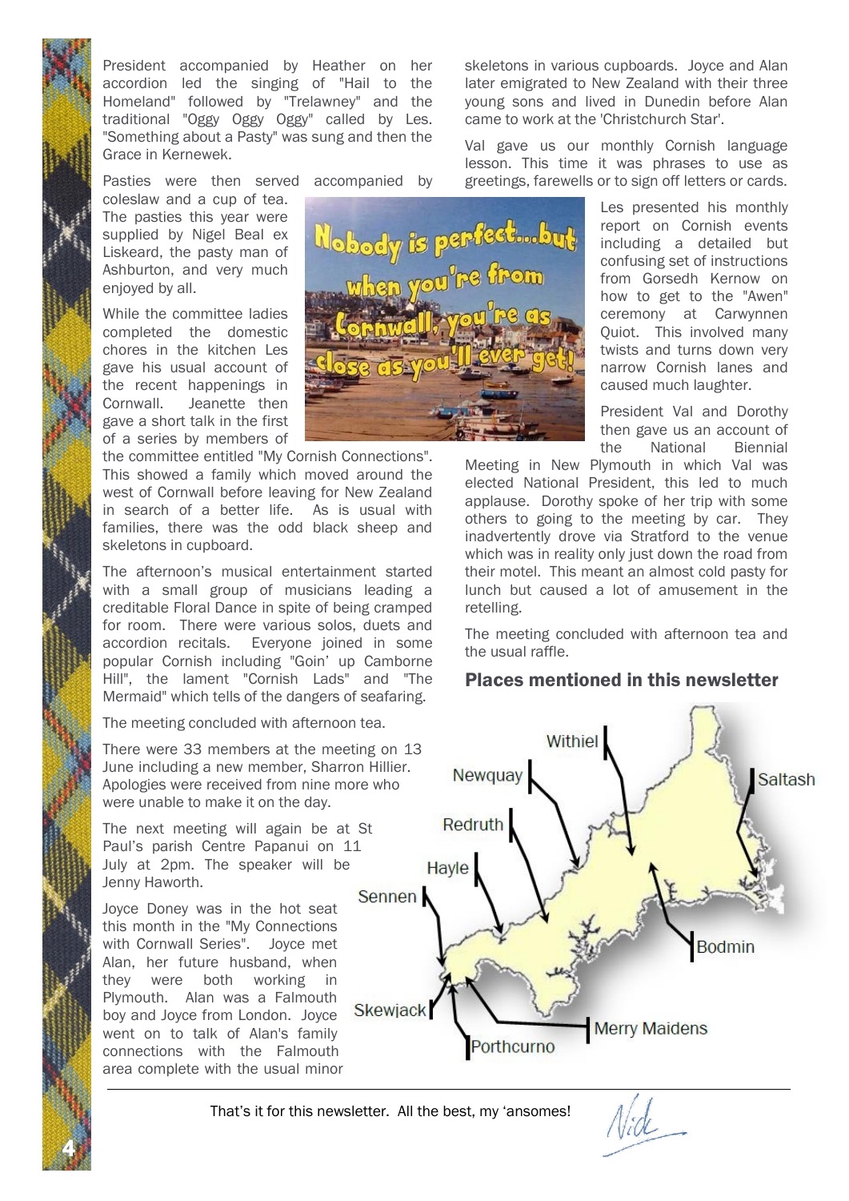President accompanied by Heather on her accordion led the singing of "Hail to the Homeland" followed by "Trelawney" and the traditional "Oggy Oggy Oggy" called by Les. "Something about a Pasty" was sung and then the Grace in Kernewek.

Pasties were then served accompanied by coleslaw and a cup of tea. The pasties this year were supplied by Nigel Beal ex Liskeard, the pasty man of Ashburton, and very much enjoyed by all.

While the committee ladies completed the domestic chores in the kitchen Les gave his usual account of the recent happenings in Cornwall. Jeanette then gave a short talk in the first of a series by members of the committee entitled "My Cornish Connections". This showed a family which moved around the west of Cornwall before leaving for New Zealand in search of a better life. As is usual with families, there was the odd black sheep and skeletons in cupboard.

The afternoon's musical entertainment started with a small group of musicians leading a creditable Floral Dance in spite of being cramped for room. There were various solos, duets and accordion recitals. Everyone joined in some popular Cornish including "Goin' up Camborne Hill", the lament "Cornish Lads" and "The Mermaid" which tells of the dangers of seafaring.

The meeting concluded with afternoon tea.

There were 33 members at the meeting on 13 June including a new member, Sharron Hillier. Apologies were received from nine more who were unable to make it on the day.

The next meeting will again be at St Paul's parish Centre Papanui on 11 July at 2pm. The speaker will be Jenny Haworth.

Joyce Doney was in the hot seat this month in the "My Connections with Cornwall Series". Joyce met Alan, her future husband, when they were both working in Plymouth. Alan was a Falmouth boy and Joyce from London. Joyce went on to talk of Alan's family connections with the Falmouth area complete with the usual minor skeletons in various cupboards. Joyce and Alan later emigrated to New Zealand with their three young sons and lived in Dunedin before Alan came to work at the 'Christchurch Star'.

Val gave us our monthly Cornish language lesson. This time it was phrases to use as greetings, farewells or to sign off letters or cards.

Nobody is perfect...but when you're from Cornwall, you're as close as you'll ever get!

Les presented his monthly report on Cornish events including a detailed but confusing set of instructions from Gorsedh Kernow on how to get to the "Awen" ceremony at Carwynnen Quiot. This involved many twists and turns down very narrow Cornish lanes and caused much laughter.

President Val and Dorothy then gave us an account of the National Biennial Meeting in New Plymouth in which Val was elected National President, this led to much applause. Dorothy spoke of her trip with some others to going to the meeting by car. They inadvertently drove via Stratford to the venue which was in reality only just down the road from their motel. This meant an almost cold pasty for lunch but caused a lot of amusement in the retelling.

The meeting concluded with afternoon tea and the usual raffle.

## Places mentioned in this newsletter

Withiel
Newquay
Saltash
Redruth
Hayle
Sennen
Bodmin
Skewjack
Merry Maidens
Porthcurno

That's it for this newsletter. All the best, my 'ansomes!

Nick